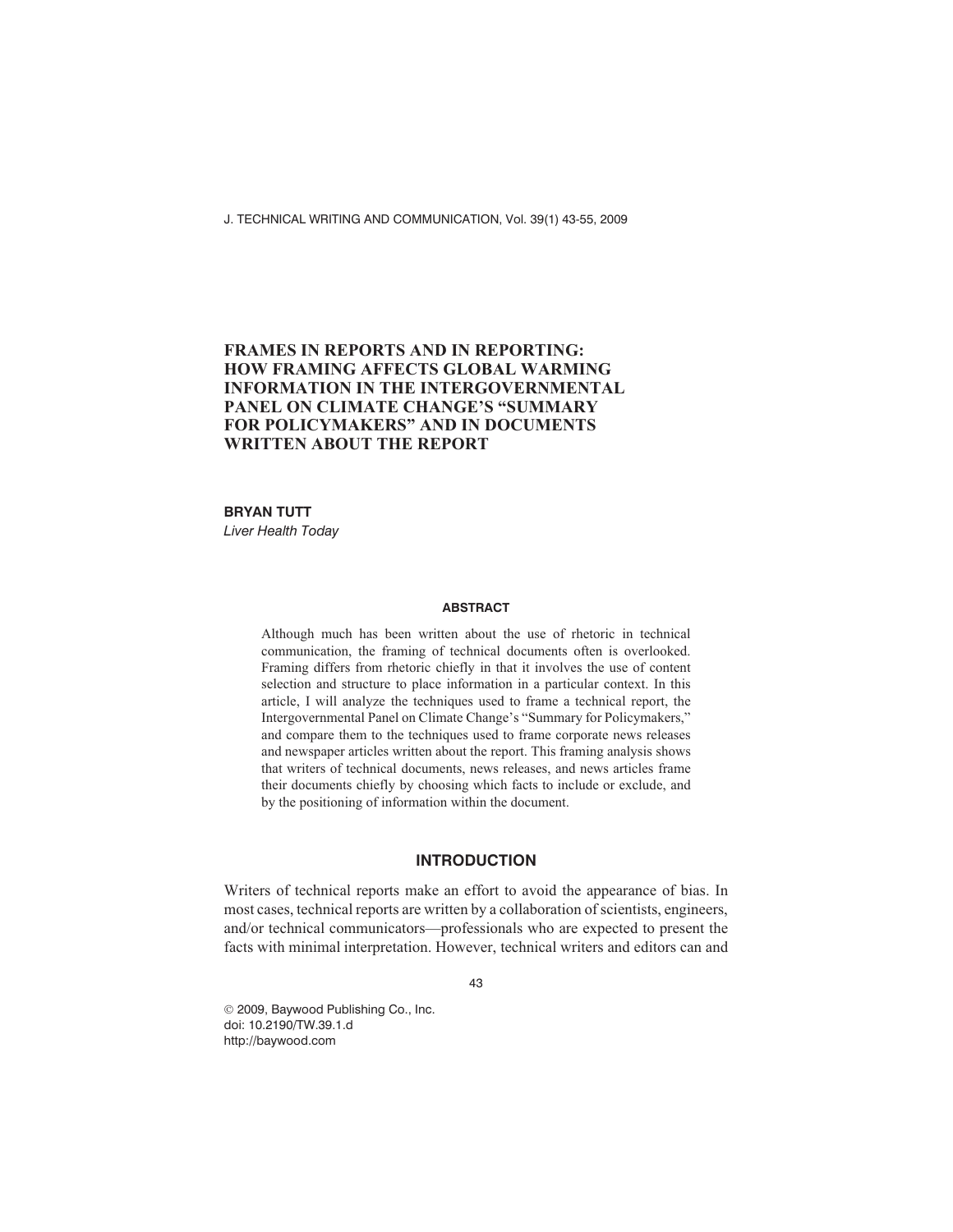# FRAMES IN REPORTS AND IN REPORTING: HOW FRAMING AFFECTS GLOBAL WARMING INFORMATION IN THE INTERGOVERNMENTAL PANEL ON CLIMATE CHANGE'S "SUMMARY FOR POLICYMAKERS" AND IN DOCUMENTS WRITTEN ABOUT THE REPORT

**BRYAN TUTT**

*Liver Health Today*

### ABSTRACT

Although much has been written about the use of rhetoric in technical communication, the framing of technical documents often is overlooked. Framing differs from rhetoric chiefly in that it involves the use of content selection and structure to place information in a particular context. In this article, I will analyze the techniques used to frame a technical report, the Intergovernmental Panel on Climate Change's "Summary for Policymakers," and compare them to the techniques used to frame corporate news releases and newspaper articles written about the report. This framing analysis shows that writers of technical documents, news releases, and news articles frame their documents chiefly by choosing which facts to include or exclude, and by the positioning of information within the document.

## INTRODUCTION

Writers of technical reports make an effort to avoid the appearance of bias. In most cases, technical reports are written by a collaboration of scientists, engineers, and/or technical communicators—professionals who are expected to present the facts with minimal interpretation. However, technical writers and editors can and

© 2009, Baywood Publishing Co., Inc.
doi: 10.2190/TW.39.1.d
http://baywood.com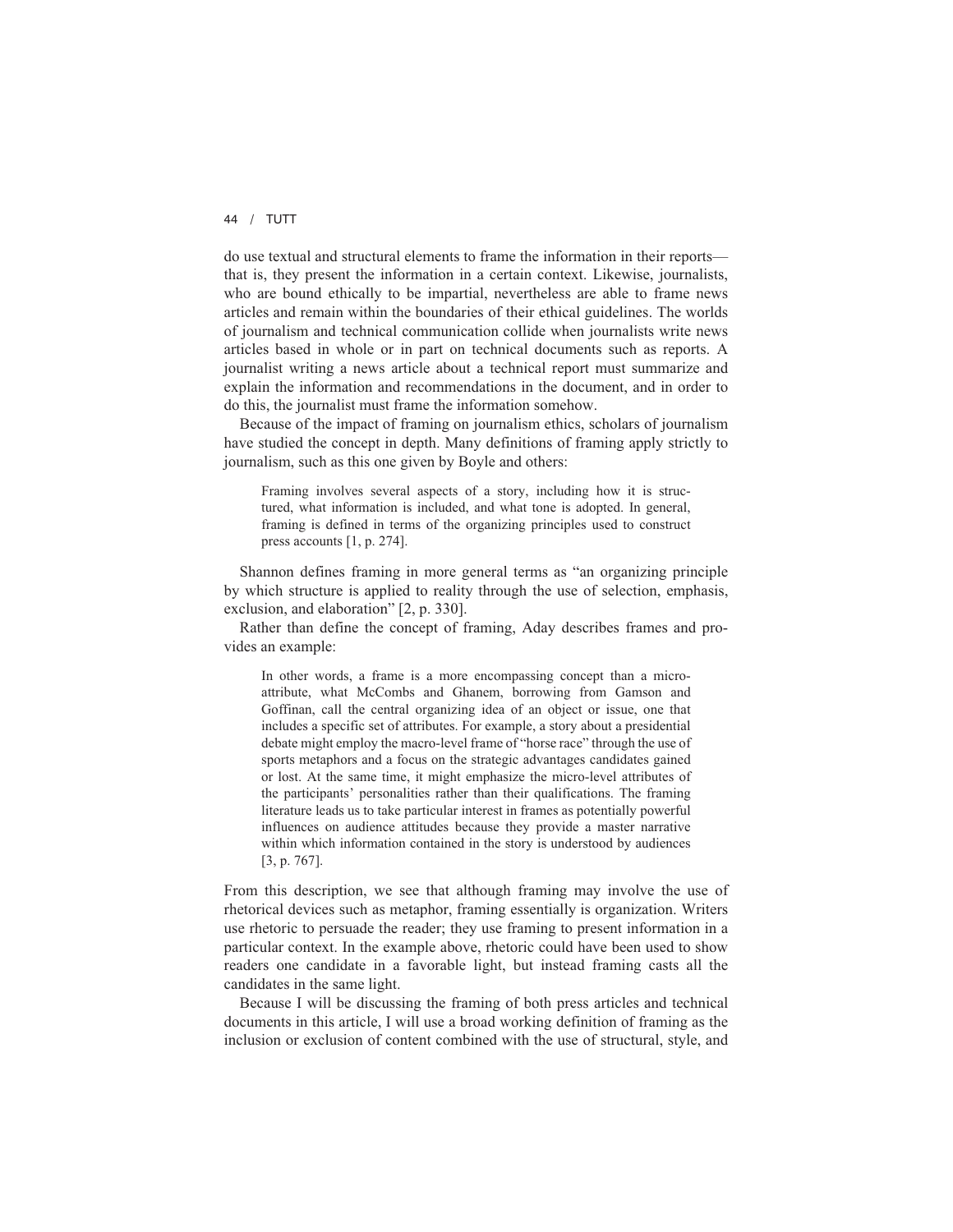do use textual and structural elements to frame the information in their reports—that is, they present the information in a certain context. Likewise, journalists, who are bound ethically to be impartial, nevertheless are able to frame news articles and remain within the boundaries of their ethical guidelines. The worlds of journalism and technical communication collide when journalists write news articles based in whole or in part on technical documents such as reports. A journalist writing a news article about a technical report must summarize and explain the information and recommendations in the document, and in order to do this, the journalist must frame the information somehow.

Because of the impact of framing on journalism ethics, scholars of journalism have studied the concept in depth. Many definitions of framing apply strictly to journalism, such as this one given by Boyle and others:

> Framing involves several aspects of a story, including how it is structured, what information is included, and what tone is adopted. In general, framing is defined in terms of the organizing principles used to construct press accounts [1, p. 274].

Shannon defines framing in more general terms as "an organizing principle by which structure is applied to reality through the use of selection, emphasis, exclusion, and elaboration" [2, p. 330].

Rather than define the concept of framing, Aday describes frames and provides an example:

> In other words, a frame is a more encompassing concept than a micro-attribute, what McCombs and Ghanem, borrowing from Gamson and Goffinan, call the central organizing idea of an object or issue, one that includes a specific set of attributes. For example, a story about a presidential debate might employ the macro-level frame of "horse race" through the use of sports metaphors and a focus on the strategic advantages candidates gained or lost. At the same time, it might emphasize the micro-level attributes of the participants' personalities rather than their qualifications. The framing literature leads us to take particular interest in frames as potentially powerful influences on audience attitudes because they provide a master narrative within which information contained in the story is understood by audiences [3, p. 767].

From this description, we see that although framing may involve the use of rhetorical devices such as metaphor, framing essentially is organization. Writers use rhetoric to persuade the reader; they use framing to present information in a particular context. In the example above, rhetoric could have been used to show readers one candidate in a favorable light, but instead framing casts all the candidates in the same light.

Because I will be discussing the framing of both press articles and technical documents in this article, I will use a broad working definition of framing as the inclusion or exclusion of content combined with the use of structural, style, and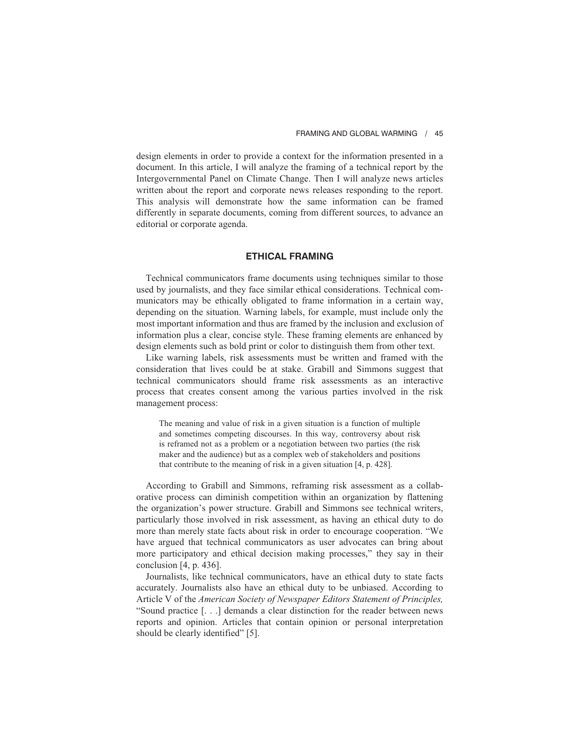design elements in order to provide a context for the information presented in a document. In this article, I will analyze the framing of a technical report by the Intergovernmental Panel on Climate Change. Then I will analyze news articles written about the report and corporate news releases responding to the report. This analysis will demonstrate how the same information can be framed differently in separate documents, coming from different sources, to advance an editorial or corporate agenda.

## ETHICAL FRAMING

Technical communicators frame documents using techniques similar to those used by journalists, and they face similar ethical considerations. Technical communicators may be ethically obligated to frame information in a certain way, depending on the situation. Warning labels, for example, must include only the most important information and thus are framed by the inclusion and exclusion of information plus a clear, concise style. These framing elements are enhanced by design elements such as bold print or color to distinguish them from other text.

Like warning labels, risk assessments must be written and framed with the consideration that lives could be at stake. Grabill and Simmons suggest that technical communicators should frame risk assessments as an interactive process that creates consent among the various parties involved in the risk management process:

> The meaning and value of risk in a given situation is a function of multiple and sometimes competing discourses. In this way, controversy about risk is reframed not as a problem or a negotiation between two parties (the risk maker and the audience) but as a complex web of stakeholders and positions that contribute to the meaning of risk in a given situation [4, p. 428].

According to Grabill and Simmons, reframing risk assessment as a collaborative process can diminish competition within an organization by flattening the organization's power structure. Grabill and Simmons see technical writers, particularly those involved in risk assessment, as having an ethical duty to do more than merely state facts about risk in order to encourage cooperation. "We have argued that technical communicators as user advocates can bring about more participatory and ethical decision making processes," they say in their conclusion [4, p. 436].

Journalists, like technical communicators, have an ethical duty to state facts accurately. Journalists also have an ethical duty to be unbiased. According to Article V of the *American Society of Newspaper Editors Statement of Principles,* "Sound practice [. . .] demands a clear distinction for the reader between news reports and opinion. Articles that contain opinion or personal interpretation should be clearly identified" [5].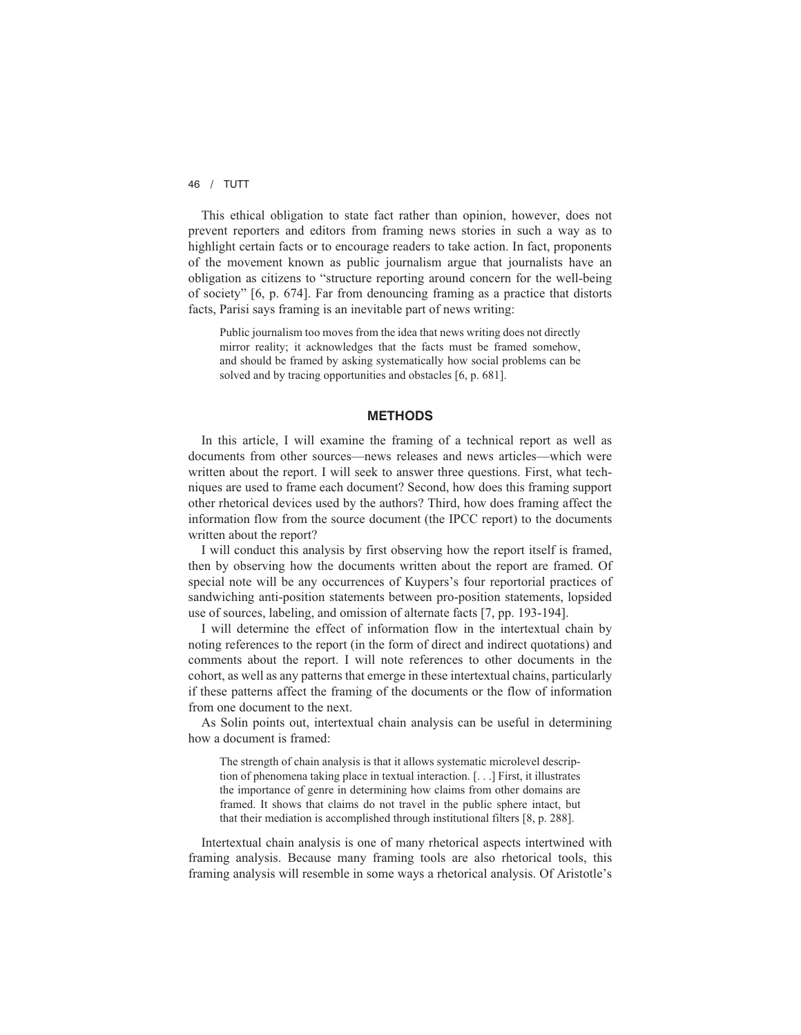This ethical obligation to state fact rather than opinion, however, does not prevent reporters and editors from framing news stories in such a way as to highlight certain facts or to encourage readers to take action. In fact, proponents of the movement known as public journalism argue that journalists have an obligation as citizens to "structure reporting around concern for the well-being of society" [6, p. 674]. Far from denouncing framing as a practice that distorts facts, Parisi says framing is an inevitable part of news writing:

> Public journalism too moves from the idea that news writing does not directly mirror reality; it acknowledges that the facts must be framed somehow, and should be framed by asking systematically how social problems can be solved and by tracing opportunities and obstacles [6, p. 681].

## METHODS

In this article, I will examine the framing of a technical report as well as documents from other sources—news releases and news articles—which were written about the report. I will seek to answer three questions. First, what techniques are used to frame each document? Second, how does this framing support other rhetorical devices used by the authors? Third, how does framing affect the information flow from the source document (the IPCC report) to the documents written about the report?

I will conduct this analysis by first observing how the report itself is framed, then by observing how the documents written about the report are framed. Of special note will be any occurrences of Kuypers's four reportorial practices of sandwiching anti-position statements between pro-position statements, lopsided use of sources, labeling, and omission of alternate facts [7, pp. 193-194].

I will determine the effect of information flow in the intertextual chain by noting references to the report (in the form of direct and indirect quotations) and comments about the report. I will note references to other documents in the cohort, as well as any patterns that emerge in these intertextual chains, particularly if these patterns affect the framing of the documents or the flow of information from one document to the next.

As Solin points out, intertextual chain analysis can be useful in determining how a document is framed:

> The strength of chain analysis is that it allows systematic microlevel description of phenomena taking place in textual interaction. [. . .] First, it illustrates the importance of genre in determining how claims from other domains are framed. It shows that claims do not travel in the public sphere intact, but that their mediation is accomplished through institutional filters [8, p. 288].

Intertextual chain analysis is one of many rhetorical aspects intertwined with framing analysis. Because many framing tools are also rhetorical tools, this framing analysis will resemble in some ways a rhetorical analysis. Of Aristotle's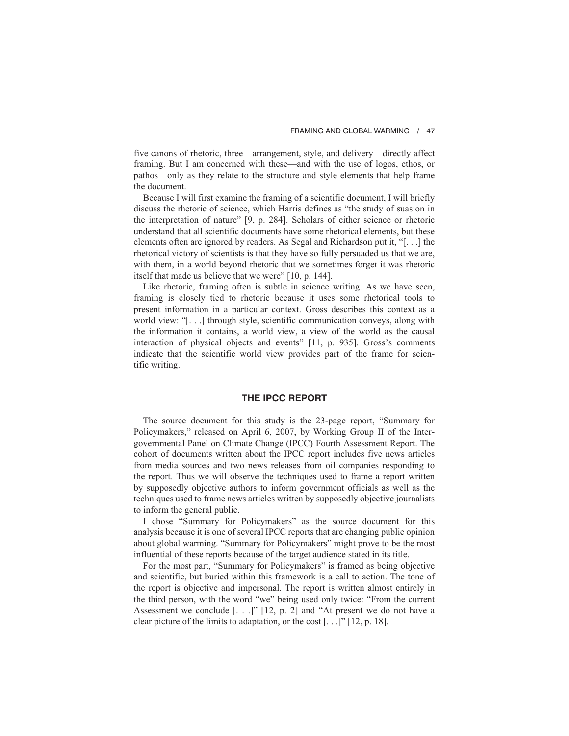five canons of rhetoric, three—arrangement, style, and delivery—directly affect framing. But I am concerned with these—and with the use of logos, ethos, or pathos—only as they relate to the structure and style elements that help frame the document.

Because I will first examine the framing of a scientific document, I will briefly discuss the rhetoric of science, which Harris defines as "the study of suasion in the interpretation of nature" [9, p. 284]. Scholars of either science or rhetoric understand that all scientific documents have some rhetorical elements, but these elements often are ignored by readers. As Segal and Richardson put it, "[. . .] the rhetorical victory of scientists is that they have so fully persuaded us that we are, with them, in a world beyond rhetoric that we sometimes forget it was rhetoric itself that made us believe that we were" [10, p. 144].

Like rhetoric, framing often is subtle in science writing. As we have seen, framing is closely tied to rhetoric because it uses some rhetorical tools to present information in a particular context. Gross describes this context as a world view: "[. . .] through style, scientific communication conveys, along with the information it contains, a world view, a view of the world as the causal interaction of physical objects and events" [11, p. 935]. Gross's comments indicate that the scientific world view provides part of the frame for scientific writing.

## THE IPCC REPORT

The source document for this study is the 23-page report, "Summary for Policymakers," released on April 6, 2007, by Working Group II of the Intergovernmental Panel on Climate Change (IPCC) Fourth Assessment Report. The cohort of documents written about the IPCC report includes five news articles from media sources and two news releases from oil companies responding to the report. Thus we will observe the techniques used to frame a report written by supposedly objective authors to inform government officials as well as the techniques used to frame news articles written by supposedly objective journalists to inform the general public.

I chose "Summary for Policymakers" as the source document for this analysis because it is one of several IPCC reports that are changing public opinion about global warming. "Summary for Policymakers" might prove to be the most influential of these reports because of the target audience stated in its title.

For the most part, "Summary for Policymakers" is framed as being objective and scientific, but buried within this framework is a call to action. The tone of the report is objective and impersonal. The report is written almost entirely in the third person, with the word "we" being used only twice: "From the current Assessment we conclude [. . .]" [12, p. 2] and "At present we do not have a clear picture of the limits to adaptation, or the cost [. . .]" [12, p. 18].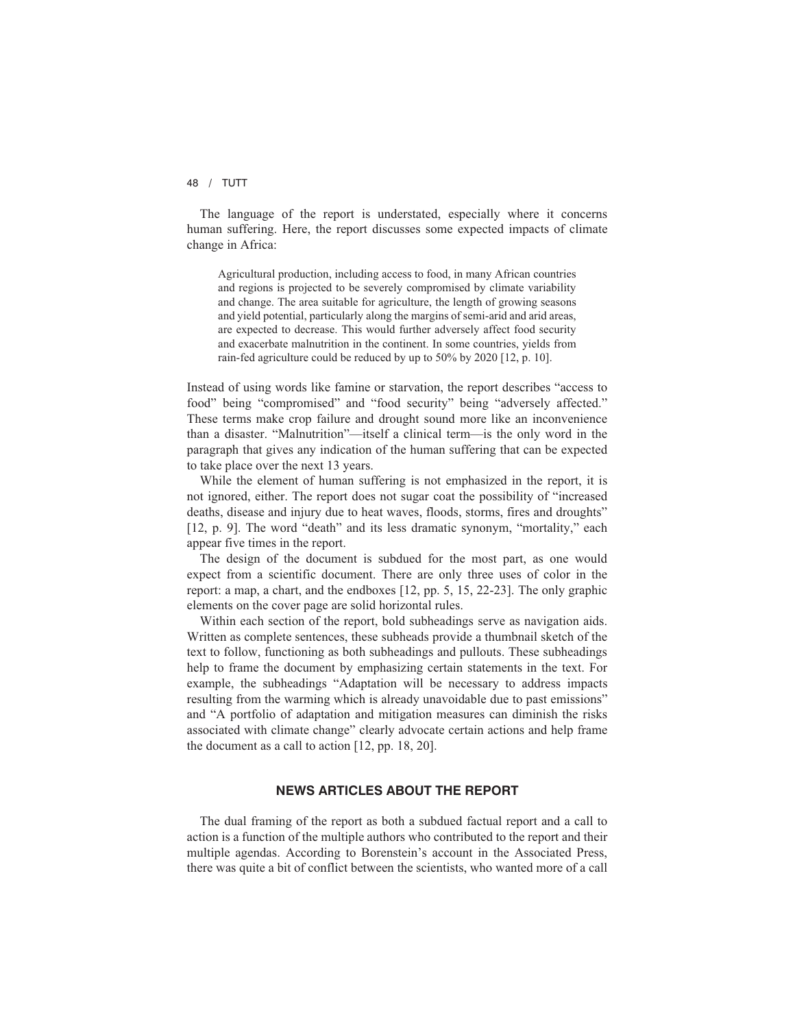The language of the report is understated, especially where it concerns human suffering. Here, the report discusses some expected impacts of climate change in Africa:

> Agricultural production, including access to food, in many African countries and regions is projected to be severely compromised by climate variability and change. The area suitable for agriculture, the length of growing seasons and yield potential, particularly along the margins of semi-arid and arid areas, are expected to decrease. This would further adversely affect food security and exacerbate malnutrition in the continent. In some countries, yields from rain-fed agriculture could be reduced by up to 50% by 2020 [12, p. 10].

Instead of using words like famine or starvation, the report describes "access to food" being "compromised" and "food security" being "adversely affected." These terms make crop failure and drought sound more like an inconvenience than a disaster. "Malnutrition"—itself a clinical term—is the only word in the paragraph that gives any indication of the human suffering that can be expected to take place over the next 13 years.

While the element of human suffering is not emphasized in the report, it is not ignored, either. The report does not sugar coat the possibility of "increased deaths, disease and injury due to heat waves, floods, storms, fires and droughts" [12, p. 9]. The word "death" and its less dramatic synonym, "mortality," each appear five times in the report.

The design of the document is subdued for the most part, as one would expect from a scientific document. There are only three uses of color in the report: a map, a chart, and the endboxes [12, pp. 5, 15, 22-23]. The only graphic elements on the cover page are solid horizontal rules.

Within each section of the report, bold subheadings serve as navigation aids. Written as complete sentences, these subheads provide a thumbnail sketch of the text to follow, functioning as both subheadings and pullouts. These subheadings help to frame the document by emphasizing certain statements in the text. For example, the subheadings "Adaptation will be necessary to address impacts resulting from the warming which is already unavoidable due to past emissions" and "A portfolio of adaptation and mitigation measures can diminish the risks associated with climate change" clearly advocate certain actions and help frame the document as a call to action [12, pp. 18, 20].

## NEWS ARTICLES ABOUT THE REPORT

The dual framing of the report as both a subdued factual report and a call to action is a function of the multiple authors who contributed to the report and their multiple agendas. According to Borenstein's account in the Associated Press, there was quite a bit of conflict between the scientists, who wanted more of a call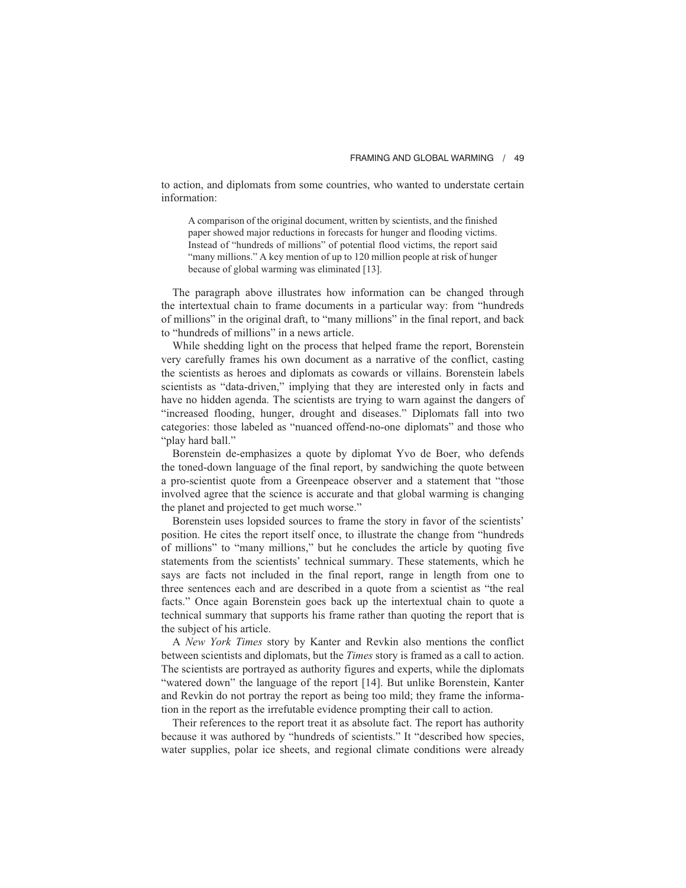to action, and diplomats from some countries, who wanted to understate certain information:

> A comparison of the original document, written by scientists, and the finished paper showed major reductions in forecasts for hunger and flooding victims. Instead of "hundreds of millions" of potential flood victims, the report said "many millions." A key mention of up to 120 million people at risk of hunger because of global warming was eliminated [13].

The paragraph above illustrates how information can be changed through the intertextual chain to frame documents in a particular way: from "hundreds of millions" in the original draft, to "many millions" in the final report, and back to "hundreds of millions" in a news article.

While shedding light on the process that helped frame the report, Borenstein very carefully frames his own document as a narrative of the conflict, casting the scientists as heroes and diplomats as cowards or villains. Borenstein labels scientists as "data-driven," implying that they are interested only in facts and have no hidden agenda. The scientists are trying to warn against the dangers of "increased flooding, hunger, drought and diseases." Diplomats fall into two categories: those labeled as "nuanced offend-no-one diplomats" and those who "play hard ball."

Borenstein de-emphasizes a quote by diplomat Yvo de Boer, who defends the toned-down language of the final report, by sandwiching the quote between a pro-scientist quote from a Greenpeace observer and a statement that "those involved agree that the science is accurate and that global warming is changing the planet and projected to get much worse."

Borenstein uses lopsided sources to frame the story in favor of the scientists' position. He cites the report itself once, to illustrate the change from "hundreds of millions" to "many millions," but he concludes the article by quoting five statements from the scientists' technical summary. These statements, which he says are facts not included in the final report, range in length from one to three sentences each and are described in a quote from a scientist as "the real facts." Once again Borenstein goes back up the intertextual chain to quote a technical summary that supports his frame rather than quoting the report that is the subject of his article.

A *New York Times* story by Kanter and Revkin also mentions the conflict between scientists and diplomats, but the *Times* story is framed as a call to action. The scientists are portrayed as authority figures and experts, while the diplomats "watered down" the language of the report [14]. But unlike Borenstein, Kanter and Revkin do not portray the report as being too mild; they frame the information in the report as the irrefutable evidence prompting their call to action.

Their references to the report treat it as absolute fact. The report has authority because it was authored by "hundreds of scientists." It "described how species, water supplies, polar ice sheets, and regional climate conditions were already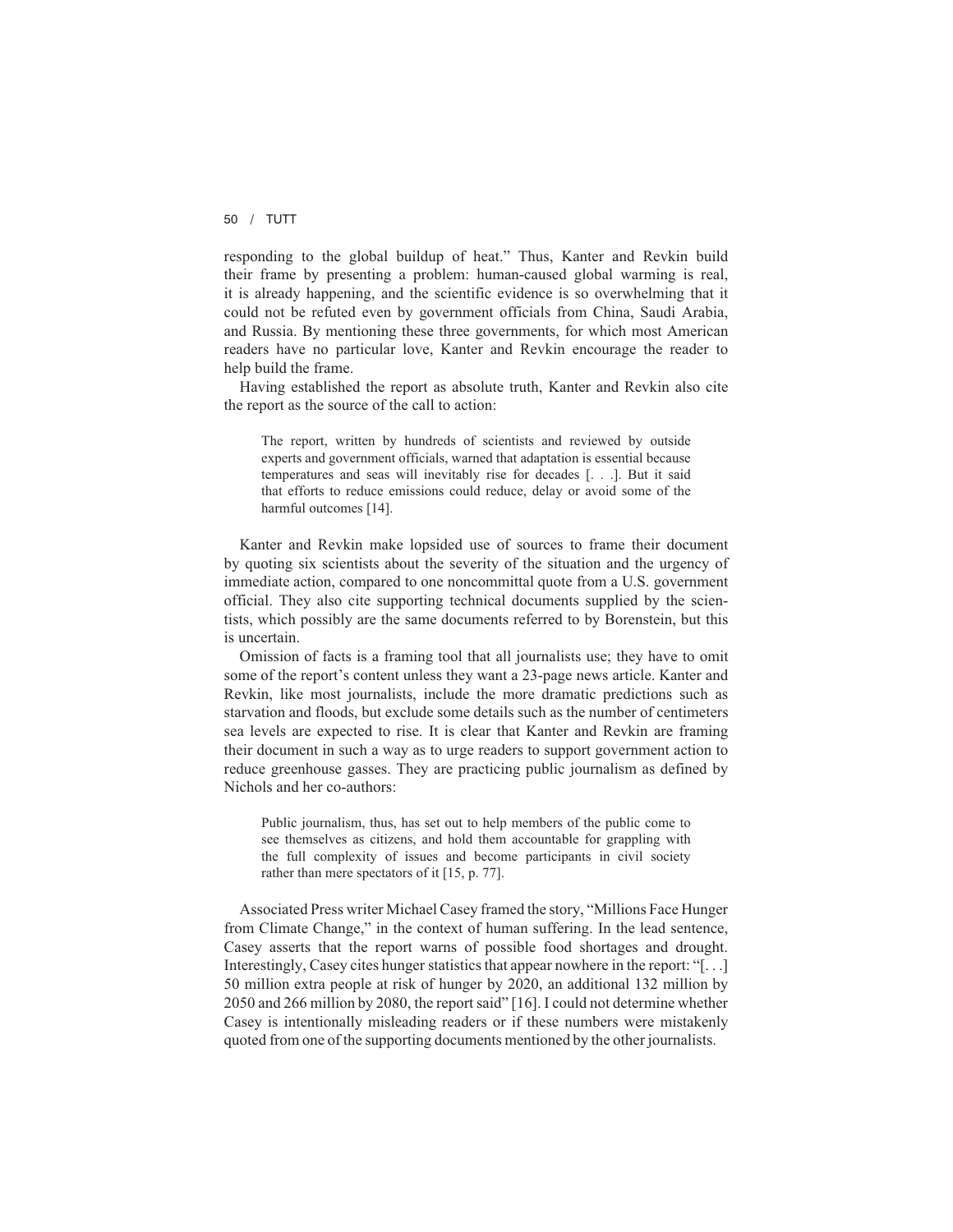responding to the global buildup of heat." Thus, Kanter and Revkin build their frame by presenting a problem: human-caused global warming is real, it is already happening, and the scientific evidence is so overwhelming that it could not be refuted even by government officials from China, Saudi Arabia, and Russia. By mentioning these three governments, for which most American readers have no particular love, Kanter and Revkin encourage the reader to help build the frame.

Having established the report as absolute truth, Kanter and Revkin also cite the report as the source of the call to action:

> The report, written by hundreds of scientists and reviewed by outside experts and government officials, warned that adaptation is essential because temperatures and seas will inevitably rise for decades [. . .]. But it said that efforts to reduce emissions could reduce, delay or avoid some of the harmful outcomes [14].

Kanter and Revkin make lopsided use of sources to frame their document by quoting six scientists about the severity of the situation and the urgency of immediate action, compared to one noncommittal quote from a U.S. government official. They also cite supporting technical documents supplied by the scientists, which possibly are the same documents referred to by Borenstein, but this is uncertain.

Omission of facts is a framing tool that all journalists use; they have to omit some of the report's content unless they want a 23-page news article. Kanter and Revkin, like most journalists, include the more dramatic predictions such as starvation and floods, but exclude some details such as the number of centimeters sea levels are expected to rise. It is clear that Kanter and Revkin are framing their document in such a way as to urge readers to support government action to reduce greenhouse gasses. They are practicing public journalism as defined by Nichols and her co-authors:

> Public journalism, thus, has set out to help members of the public come to see themselves as citizens, and hold them accountable for grappling with the full complexity of issues and become participants in civil society rather than mere spectators of it [15, p. 77].

Associated Press writer Michael Casey framed the story, "Millions Face Hunger from Climate Change," in the context of human suffering. In the lead sentence, Casey asserts that the report warns of possible food shortages and drought. Interestingly, Casey cites hunger statistics that appear nowhere in the report: "[. . .] 50 million extra people at risk of hunger by 2020, an additional 132 million by 2050 and 266 million by 2080, the report said" [16]. I could not determine whether Casey is intentionally misleading readers or if these numbers were mistakenly quoted from one of the supporting documents mentioned by the other journalists.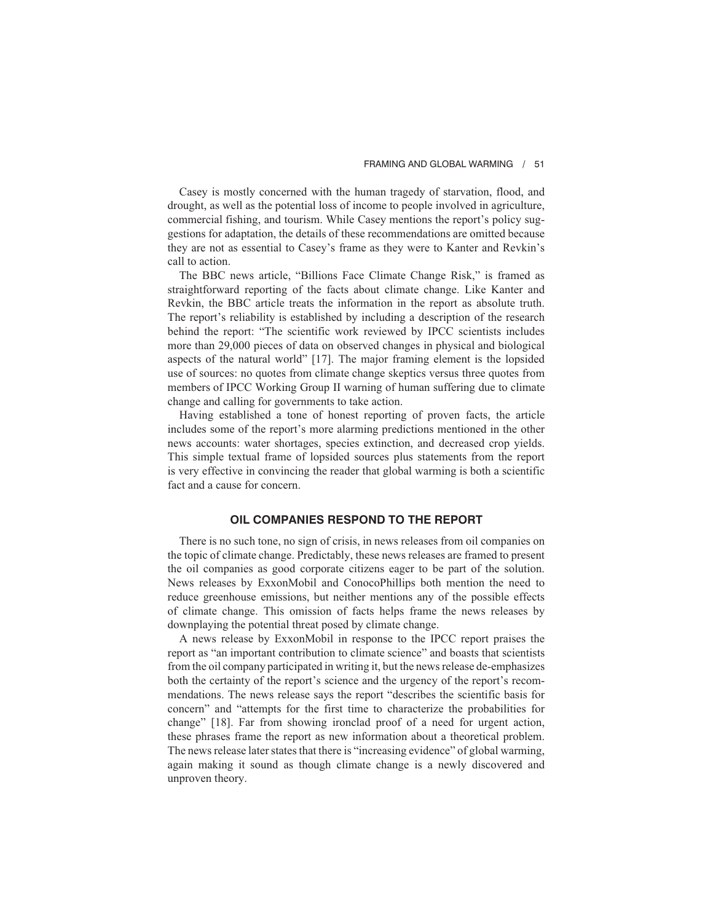Casey is mostly concerned with the human tragedy of starvation, flood, and drought, as well as the potential loss of income to people involved in agriculture, commercial fishing, and tourism. While Casey mentions the report's policy suggestions for adaptation, the details of these recommendations are omitted because they are not as essential to Casey's frame as they were to Kanter and Revkin's call to action.

The BBC news article, "Billions Face Climate Change Risk," is framed as straightforward reporting of the facts about climate change. Like Kanter and Revkin, the BBC article treats the information in the report as absolute truth. The report's reliability is established by including a description of the research behind the report: "The scientific work reviewed by IPCC scientists includes more than 29,000 pieces of data on observed changes in physical and biological aspects of the natural world" [17]. The major framing element is the lopsided use of sources: no quotes from climate change skeptics versus three quotes from members of IPCC Working Group II warning of human suffering due to climate change and calling for governments to take action.

Having established a tone of honest reporting of proven facts, the article includes some of the report's more alarming predictions mentioned in the other news accounts: water shortages, species extinction, and decreased crop yields. This simple textual frame of lopsided sources plus statements from the report is very effective in convincing the reader that global warming is both a scientific fact and a cause for concern.

## OIL COMPANIES RESPOND TO THE REPORT

There is no such tone, no sign of crisis, in news releases from oil companies on the topic of climate change. Predictably, these news releases are framed to present the oil companies as good corporate citizens eager to be part of the solution. News releases by ExxonMobil and ConocoPhillips both mention the need to reduce greenhouse emissions, but neither mentions any of the possible effects of climate change. This omission of facts helps frame the news releases by downplaying the potential threat posed by climate change.

A news release by ExxonMobil in response to the IPCC report praises the report as "an important contribution to climate science" and boasts that scientists from the oil company participated in writing it, but the news release de-emphasizes both the certainty of the report's science and the urgency of the report's recommendations. The news release says the report "describes the scientific basis for concern" and "attempts for the first time to characterize the probabilities for change" [18]. Far from showing ironclad proof of a need for urgent action, these phrases frame the report as new information about a theoretical problem. The news release later states that there is "increasing evidence" of global warming, again making it sound as though climate change is a newly discovered and unproven theory.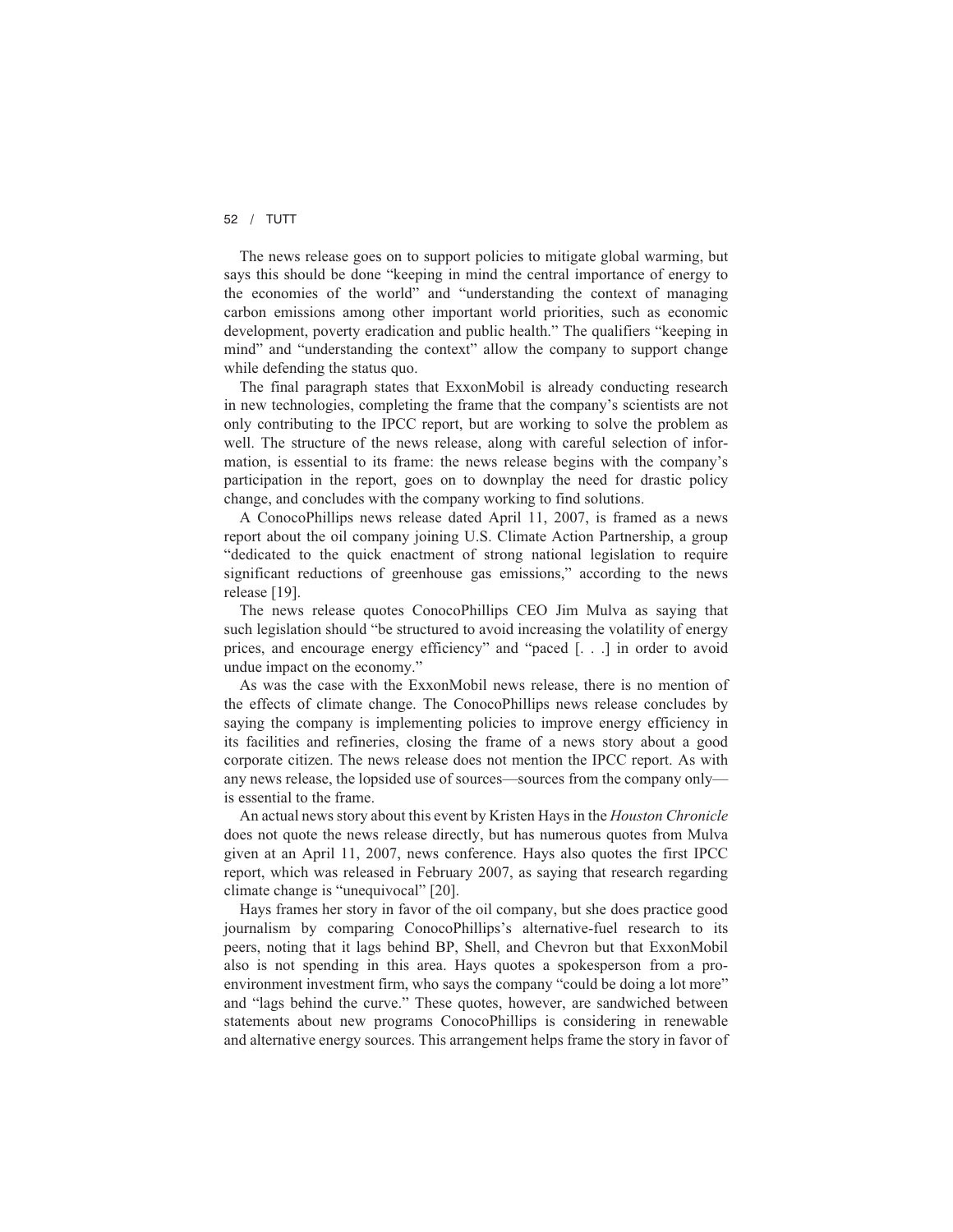The news release goes on to support policies to mitigate global warming, but says this should be done "keeping in mind the central importance of energy to the economies of the world" and "understanding the context of managing carbon emissions among other important world priorities, such as economic development, poverty eradication and public health." The qualifiers "keeping in mind" and "understanding the context" allow the company to support change while defending the status quo.

The final paragraph states that ExxonMobil is already conducting research in new technologies, completing the frame that the company's scientists are not only contributing to the IPCC report, but are working to solve the problem as well. The structure of the news release, along with careful selection of information, is essential to its frame: the news release begins with the company's participation in the report, goes on to downplay the need for drastic policy change, and concludes with the company working to find solutions.

A ConocoPhillips news release dated April 11, 2007, is framed as a news report about the oil company joining U.S. Climate Action Partnership, a group "dedicated to the quick enactment of strong national legislation to require significant reductions of greenhouse gas emissions," according to the news release [19].

The news release quotes ConocoPhillips CEO Jim Mulva as saying that such legislation should "be structured to avoid increasing the volatility of energy prices, and encourage energy efficiency" and "paced [. . .] in order to avoid undue impact on the economy."

As was the case with the ExxonMobil news release, there is no mention of the effects of climate change. The ConocoPhillips news release concludes by saying the company is implementing policies to improve energy efficiency in its facilities and refineries, closing the frame of a news story about a good corporate citizen. The news release does not mention the IPCC report. As with any news release, the lopsided use of sources—sources from the company only—is essential to the frame.

An actual news story about this event by Kristen Hays in the *Houston Chronicle* does not quote the news release directly, but has numerous quotes from Mulva given at an April 11, 2007, news conference. Hays also quotes the first IPCC report, which was released in February 2007, as saying that research regarding climate change is "unequivocal" [20].

Hays frames her story in favor of the oil company, but she does practice good journalism by comparing ConocoPhillips's alternative-fuel research to its peers, noting that it lags behind BP, Shell, and Chevron but that ExxonMobil also is not spending in this area. Hays quotes a spokesperson from a pro-environment investment firm, who says the company "could be doing a lot more" and "lags behind the curve." These quotes, however, are sandwiched between statements about new programs ConocoPhillips is considering in renewable and alternative energy sources. This arrangement helps frame the story in favor of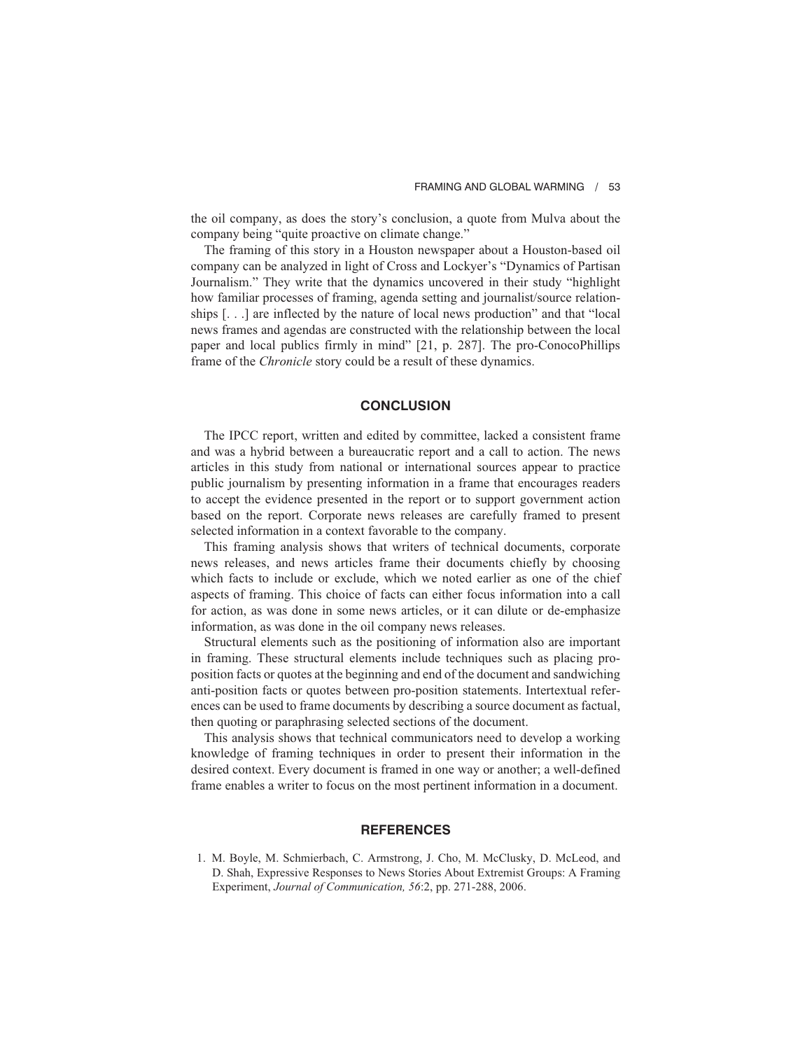the oil company, as does the story's conclusion, a quote from Mulva about the company being "quite proactive on climate change."

The framing of this story in a Houston newspaper about a Houston-based oil company can be analyzed in light of Cross and Lockyer's "Dynamics of Partisan Journalism." They write that the dynamics uncovered in their study "highlight how familiar processes of framing, agenda setting and journalist/source relationships [. . .] are inflected by the nature of local news production" and that "local news frames and agendas are constructed with the relationship between the local paper and local publics firmly in mind" [21, p. 287]. The pro-ConocoPhillips frame of the *Chronicle* story could be a result of these dynamics.

## CONCLUSION

The IPCC report, written and edited by committee, lacked a consistent frame and was a hybrid between a bureaucratic report and a call to action. The news articles in this study from national or international sources appear to practice public journalism by presenting information in a frame that encourages readers to accept the evidence presented in the report or to support government action based on the report. Corporate news releases are carefully framed to present selected information in a context favorable to the company.

This framing analysis shows that writers of technical documents, corporate news releases, and news articles frame their documents chiefly by choosing which facts to include or exclude, which we noted earlier as one of the chief aspects of framing. This choice of facts can either focus information into a call for action, as was done in some news articles, or it can dilute or de-emphasize information, as was done in the oil company news releases.

Structural elements such as the positioning of information also are important in framing. These structural elements include techniques such as placing pro-position facts or quotes at the beginning and end of the document and sandwiching anti-position facts or quotes between pro-position statements. Intertextual references can be used to frame documents by describing a source document as factual, then quoting or paraphrasing selected sections of the document.

This analysis shows that technical communicators need to develop a working knowledge of framing techniques in order to present their information in the desired context. Every document is framed in one way or another; a well-defined frame enables a writer to focus on the most pertinent information in a document.

## REFERENCES

1. M. Boyle, M. Schmierbach, C. Armstrong, J. Cho, M. McClusky, D. McLeod, and D. Shah, Expressive Responses to News Stories About Extremist Groups: A Framing Experiment, *Journal of Communication, 56*:2, pp. 271-288, 2006.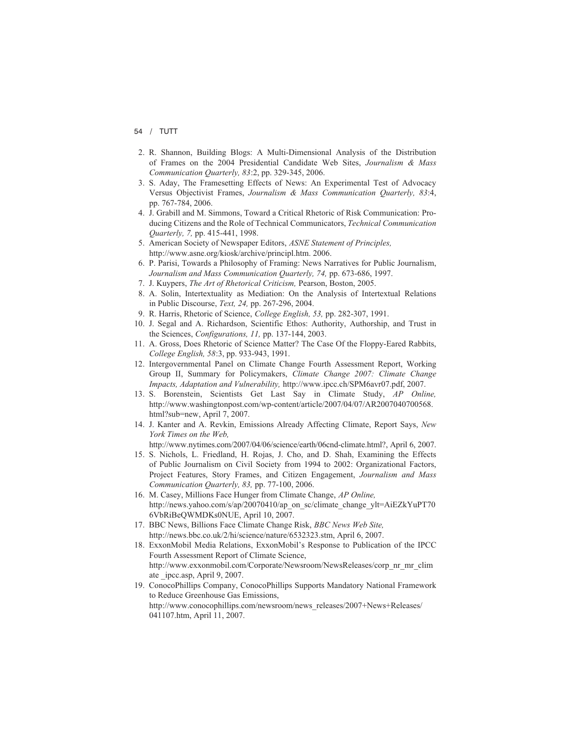2. R. Shannon, Building Blogs: A Multi-Dimensional Analysis of the Distribution of Frames on the 2004 Presidential Candidate Web Sites, *Journalism & Mass Communication Quarterly, 83*:2, pp. 329-345, 2006.
3. S. Aday, The Framesetting Effects of News: An Experimental Test of Advocacy Versus Objectivist Frames, *Journalism & Mass Communication Quarterly, 83*:4, pp. 767-784, 2006.
4. J. Grabill and M. Simmons, Toward a Critical Rhetoric of Risk Communication: Producing Citizens and the Role of Technical Communicators, *Technical Communication Quarterly, 7,* pp. 415-441, 1998.
5. American Society of Newspaper Editors, *ASNE Statement of Principles,* http://www.asne.org/kiosk/archive/principl.htm. 2006.
6. P. Parisi, Towards a Philosophy of Framing: News Narratives for Public Journalism, *Journalism and Mass Communication Quarterly, 74,* pp. 673-686, 1997.
7. J. Kuypers, *The Art of Rhetorical Criticism,* Pearson, Boston, 2005.
8. A. Solin, Intertextuality as Mediation: On the Analysis of Intertextual Relations in Public Discourse, *Text, 24,* pp. 267-296, 2004.
9. R. Harris, Rhetoric of Science, *College English, 53,* pp. 282-307, 1991.
10. J. Segal and A. Richardson, Scientific Ethos: Authority, Authorship, and Trust in the Sciences, *Configurations, 11,* pp. 137-144, 2003.
11. A. Gross, Does Rhetoric of Science Matter? The Case Of the Floppy-Eared Rabbits, *College English, 58*:3, pp. 933-943, 1991.
12. Intergovernmental Panel on Climate Change Fourth Assessment Report, Working Group II, Summary for Policymakers, *Climate Change 2007: Climate Change Impacts, Adaptation and Vulnerability,* http://www.ipcc.ch/SPM6avr07.pdf, 2007.
13. S. Borenstein, Scientists Get Last Say in Climate Study, *AP Online,* http://www.washingtonpost.com/wp-content/article/2007/04/07/AR2007040700568.html?sub=new, April 7, 2007.
14. J. Kanter and A. Revkin, Emissions Already Affecting Climate, Report Says, *New York Times on the Web,* http://www.nytimes.com/2007/04/06/science/earth/06cnd-climate.html?, April 6, 2007.
15. S. Nichols, L. Friedland, H. Rojas, J. Cho, and D. Shah, Examining the Effects of Public Journalism on Civil Society from 1994 to 2002: Organizational Factors, Project Features, Story Frames, and Citizen Engagement, *Journalism and Mass Communication Quarterly, 83,* pp. 77-100, 2006.
16. M. Casey, Millions Face Hunger from Climate Change, *AP Online,* http://news.yahoo.com/s/ap/20070410/ap_on_sc/climate_change_ylt=AiEZkYuPT706VbRiBeQWMDKs0NUE, April 10, 2007.
17. BBC News, Billions Face Climate Change Risk, *BBC News Web Site,* http://news.bbc.co.uk/2/hi/science/nature/6532323.stm, April 6, 2007.
18. ExxonMobil Media Relations, ExxonMobil's Response to Publication of the IPCC Fourth Assessment Report of Climate Science, http://www.exxonmobil.com/Corporate/Newsroom/NewsReleases/corp_nr_mr_climate _ipcc.asp, April 9, 2007.
19. ConocoPhillips Company, ConocoPhillips Supports Mandatory National Framework to Reduce Greenhouse Gas Emissions, http://www.conocophillips.com/newsroom/news_releases/2007+News+Releases/041107.htm, April 11, 2007.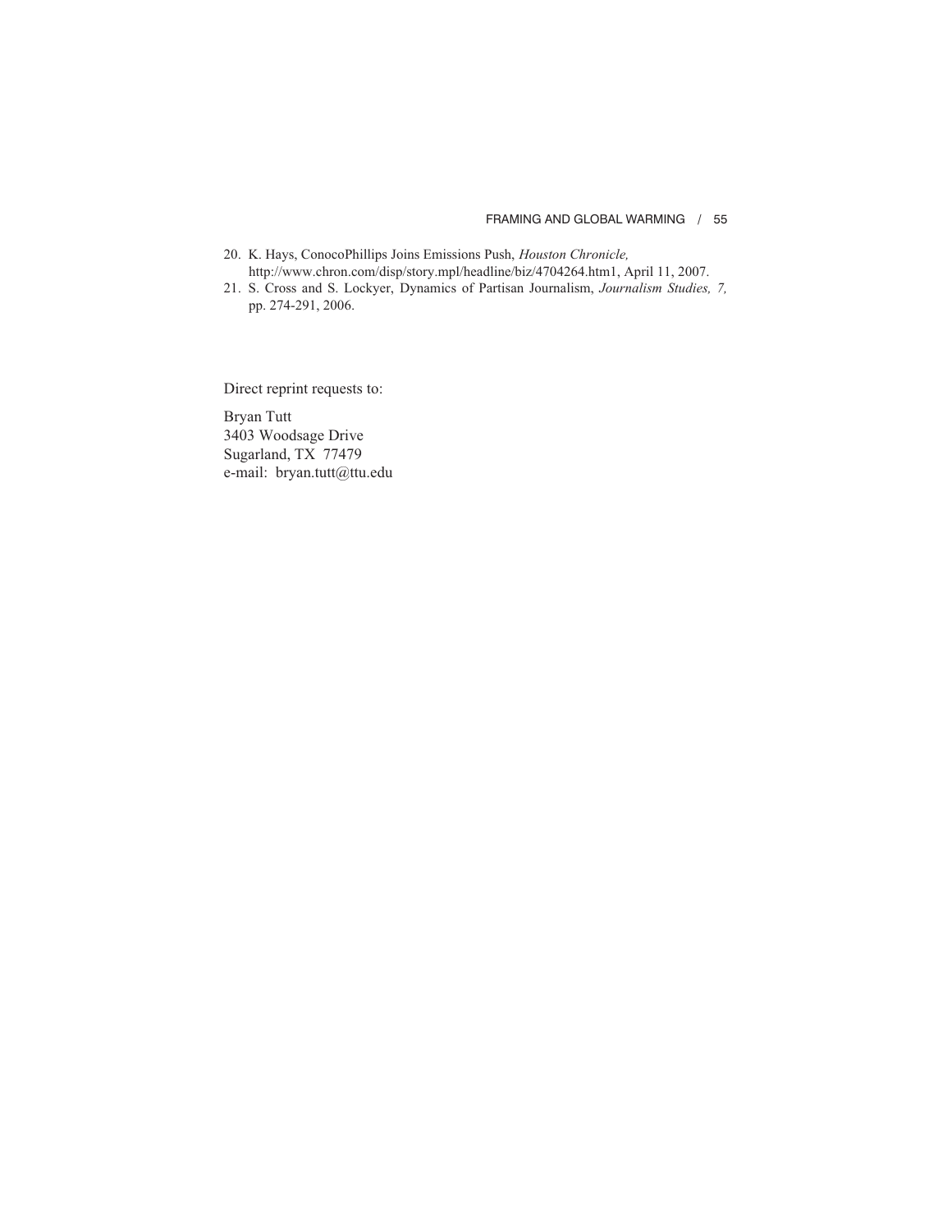20. K. Hays, ConocoPhillips Joins Emissions Push, *Houston Chronicle,* http://www.chron.com/disp/story.mpl/headline/biz/4704264.htm1, April 11, 2007.
21. S. Cross and S. Lockyer, Dynamics of Partisan Journalism, *Journalism Studies, 7,* pp. 274-291, 2006.

Direct reprint requests to:

Bryan Tutt
3403 Woodsage Drive
Sugarland, TX 77479
e-mail: bryan.tutt@ttu.edu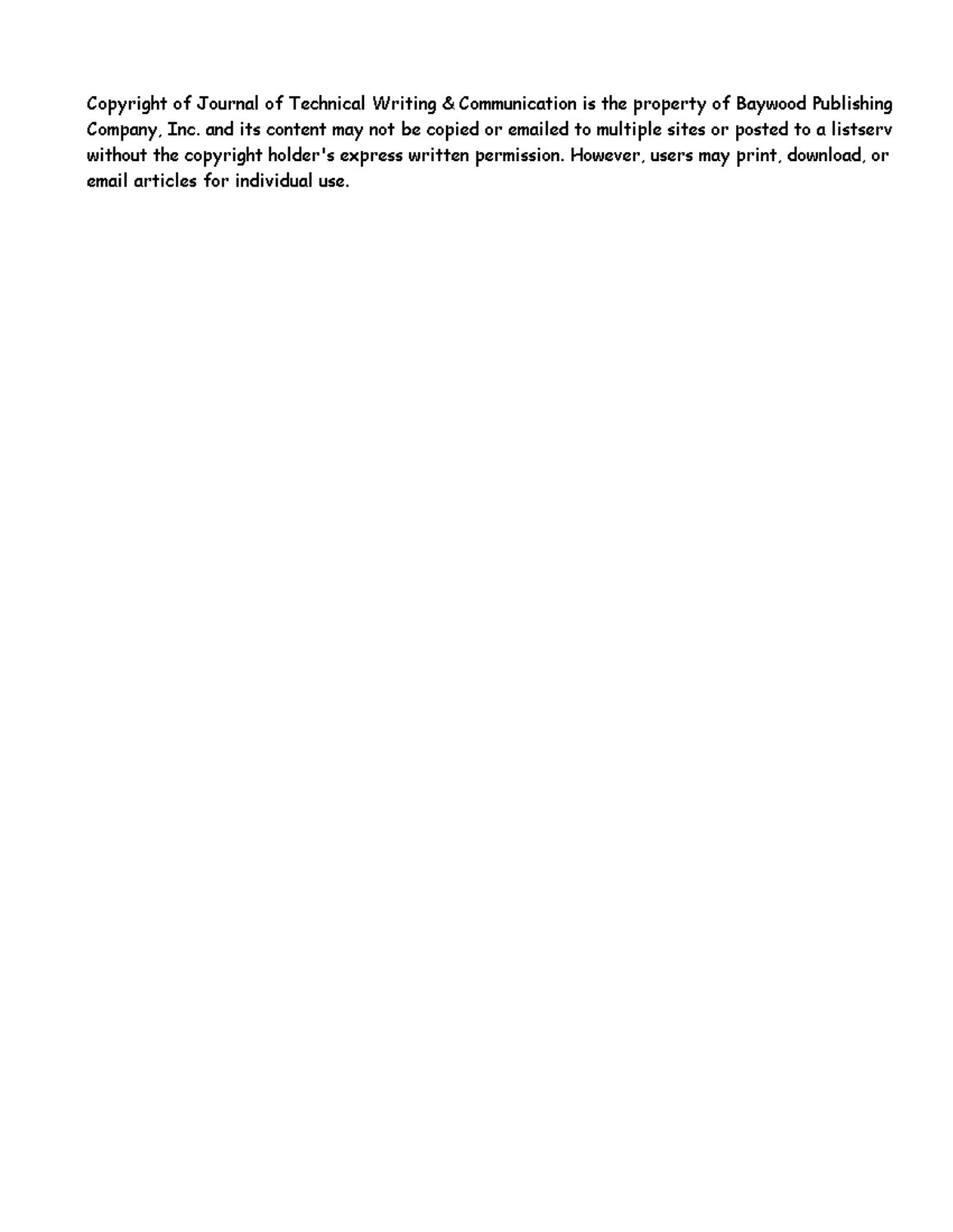Copyright of Journal of Technical Writing & Communication is the property of Baywood Publishing Company, Inc. and its content may not be copied or emailed to multiple sites or posted to a listserv without the copyright holder's express written permission. However, users may print, download, or email articles for individual use.